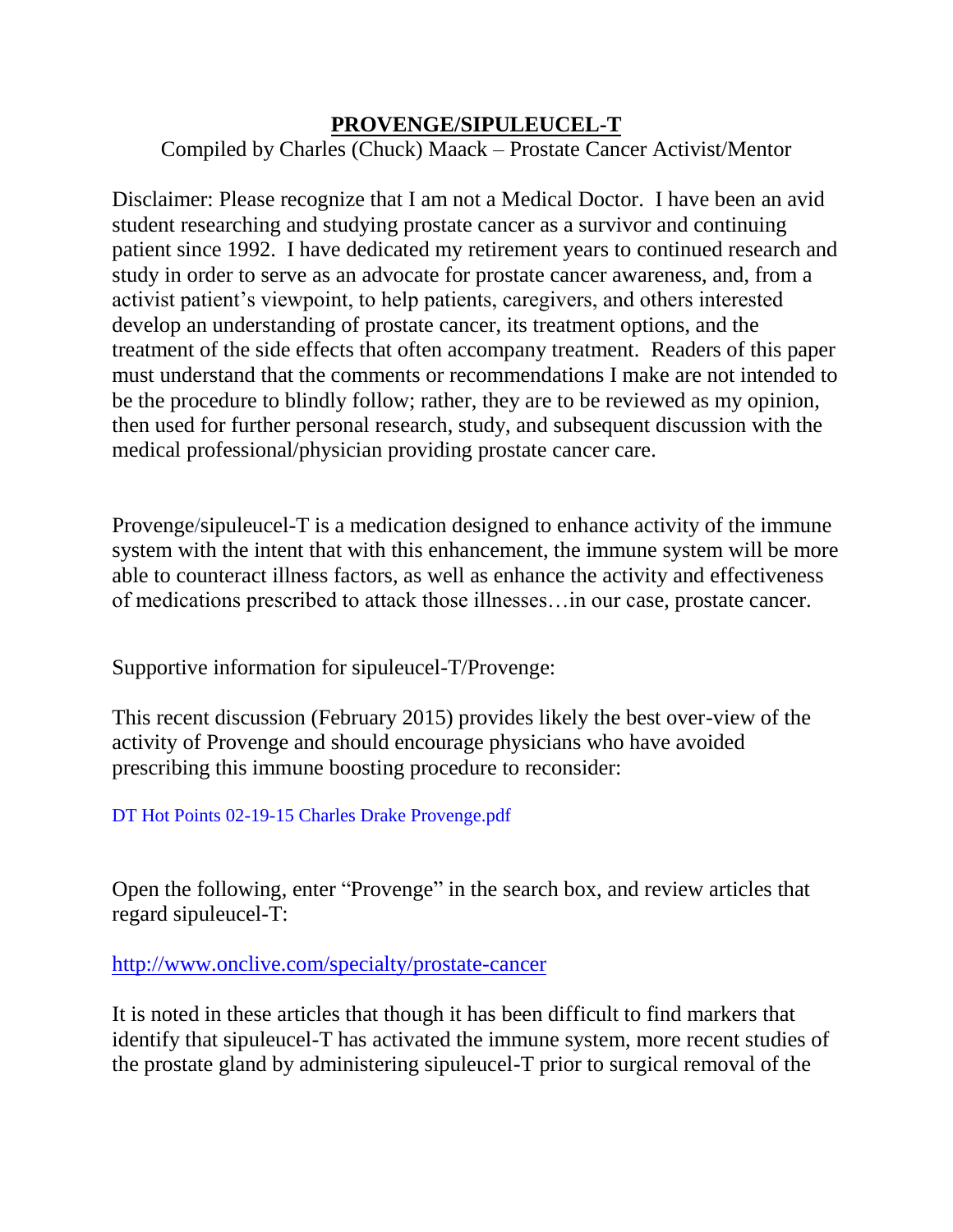# PROVENGE/SIPULEUCEL-T

Compiled by Charles (Chuck) Maack – Prostate Cancer Activist/Mentor

Disclaimer: Please recognize that I am not a Medical Doctor. I have been an avid student researching and studying prostate cancer as a survivor and continuing patient since 1992. I have dedicated my retirement years to continued research and study in order to serve as an advocate for prostate cancer awareness, and, from a activist patient's viewpoint, to help patients, caregivers, and others interested develop an understanding of prostate cancer, its treatment options, and the treatment of the side effects that often accompany treatment. Readers of this paper must understand that the comments or recommendations I make are not intended to be the procedure to blindly follow; rather, they are to be reviewed as my opinion, then used for further personal research, study, and subsequent discussion with the medical professional/physician providing prostate cancer care.

Provenge/sipuleucel-T is a medication designed to enhance activity of the immune system with the intent that with this enhancement, the immune system will be more able to counteract illness factors, as well as enhance the activity and effectiveness of medications prescribed to attack those illnesses…in our case, prostate cancer.

Supportive information for sipuleucel-T/Provenge:

This recent discussion (February 2015) provides likely the best over-view of the activity of Provenge and should encourage physicians who have avoided prescribing this immune boosting procedure to reconsider:

DT Hot Points 02-19-15 Charles Drake Provenge.pdf

Open the following, enter "Provenge" in the search box, and review articles that regard sipuleucel-T:

http://www.onclive.com/specialty/prostate-cancer

It is noted in these articles that though it has been difficult to find markers that identify that sipuleucel-T has activated the immune system, more recent studies of the prostate gland by administering sipuleucel-T prior to surgical removal of the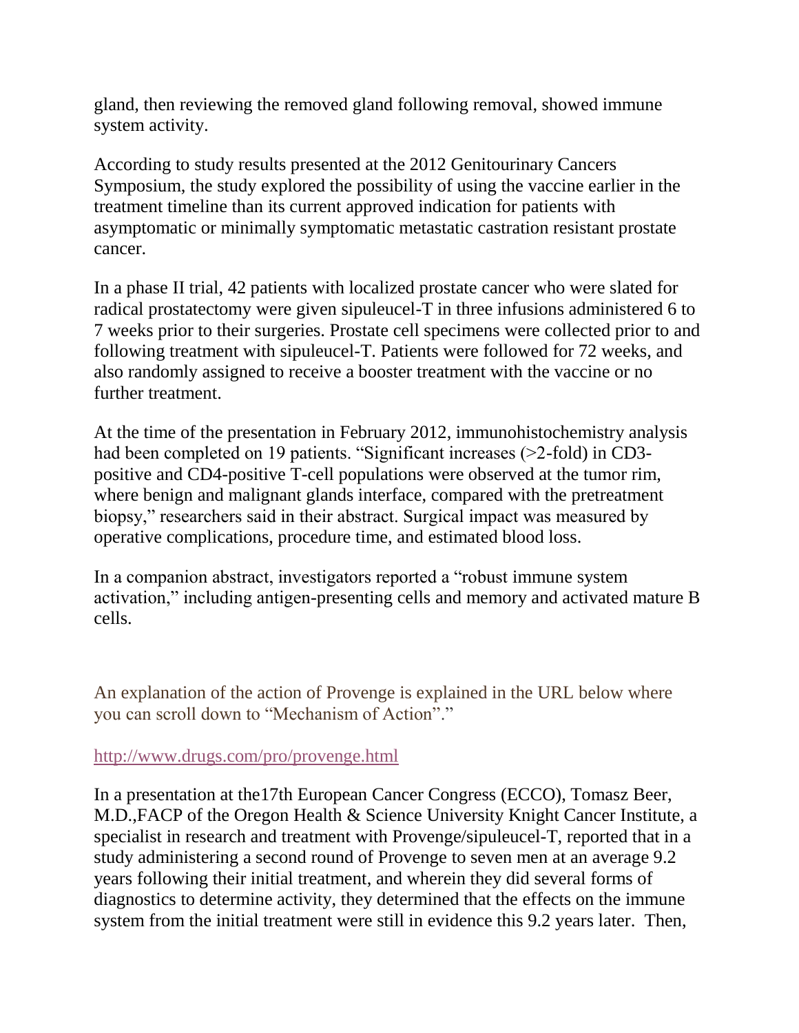gland, then reviewing the removed gland following removal, showed immune system activity.

According to study results presented at the 2012 Genitourinary Cancers Symposium, the study explored the possibility of using the vaccine earlier in the treatment timeline than its current approved indication for patients with asymptomatic or minimally symptomatic metastatic castration resistant prostate cancer.

In a phase II trial, 42 patients with localized prostate cancer who were slated for radical prostatectomy were given sipuleucel-T in three infusions administered 6 to 7 weeks prior to their surgeries. Prostate cell specimens were collected prior to and following treatment with sipuleucel-T. Patients were followed for 72 weeks, and also randomly assigned to receive a booster treatment with the vaccine or no further treatment.

At the time of the presentation in February 2012, immunohistochemistry analysis had been completed on 19 patients. "Significant increases (>2-fold) in CD3-positive and CD4-positive T-cell populations were observed at the tumor rim, where benign and malignant glands interface, compared with the pretreatment biopsy," researchers said in their abstract. Surgical impact was measured by operative complications, procedure time, and estimated blood loss.

In a companion abstract, investigators reported a "robust immune system activation," including antigen-presenting cells and memory and activated mature B cells.

An explanation of the action of Provenge is explained in the URL below where you can scroll down to "Mechanism of Action"."

http://www.drugs.com/pro/provenge.html

In a presentation at the17th European Cancer Congress (ECCO), Tomasz Beer, M.D.,FACP of the Oregon Health & Science University Knight Cancer Institute, a specialist in research and treatment with Provenge/sipuleucel-T, reported that in a study administering a second round of Provenge to seven men at an average 9.2 years following their initial treatment, and wherein they did several forms of diagnostics to determine activity, they determined that the effects on the immune system from the initial treatment were still in evidence this 9.2 years later. Then,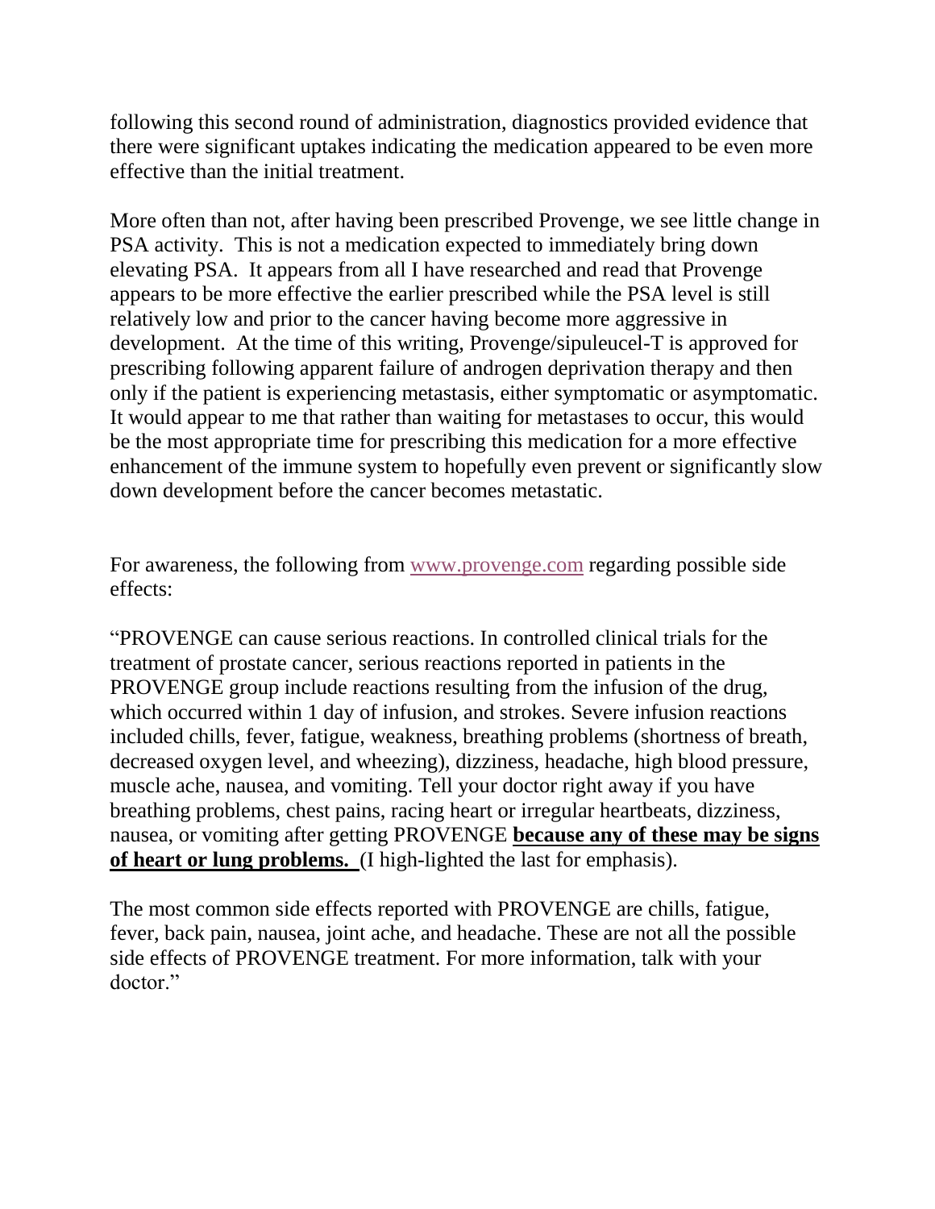following this second round of administration, diagnostics provided evidence that there were significant uptakes indicating the medication appeared to be even more effective than the initial treatment.

More often than not, after having been prescribed Provenge, we see little change in PSA activity. This is not a medication expected to immediately bring down elevating PSA. It appears from all I have researched and read that Provenge appears to be more effective the earlier prescribed while the PSA level is still relatively low and prior to the cancer having become more aggressive in development. At the time of this writing, Provenge/sipuleucel-T is approved for prescribing following apparent failure of androgen deprivation therapy and then only if the patient is experiencing metastasis, either symptomatic or asymptomatic. It would appear to me that rather than waiting for metastases to occur, this would be the most appropriate time for prescribing this medication for a more effective enhancement of the immune system to hopefully even prevent or significantly slow down development before the cancer becomes metastatic.

For awareness, the following from [www.provenge.com](http://www.provenge.com) regarding possible side effects:

"PROVENGE can cause serious reactions. In controlled clinical trials for the treatment of prostate cancer, serious reactions reported in patients in the PROVENGE group include reactions resulting from the infusion of the drug, which occurred within 1 day of infusion, and strokes. Severe infusion reactions included chills, fever, fatigue, weakness, breathing problems (shortness of breath, decreased oxygen level, and wheezing), dizziness, headache, high blood pressure, muscle ache, nausea, and vomiting. Tell your doctor right away if you have breathing problems, chest pains, racing heart or irregular heartbeats, dizziness, nausea, or vomiting after getting PROVENGE **<u>because any of these may be signs of heart or lung problems.</u>** (I high-lighted the last for emphasis).

The most common side effects reported with PROVENGE are chills, fatigue, fever, back pain, nausea, joint ache, and headache. These are not all the possible side effects of PROVENGE treatment. For more information, talk with your doctor."